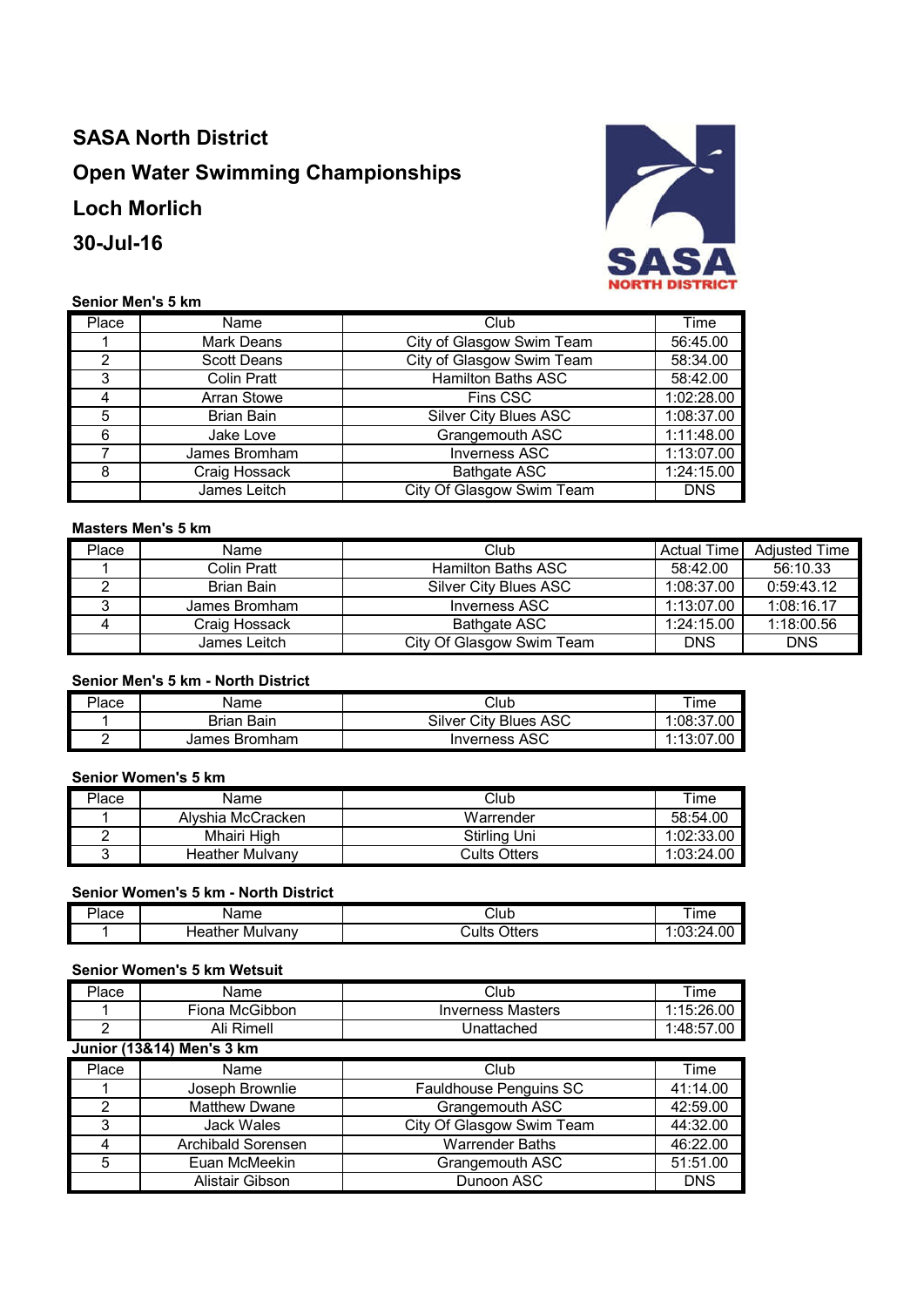# SASA North District

## Open Water Swimming Championships

## Loch Morlich

## 30-Jul-16

### Senior Men's 5 km

| Place | Name | Club | Time |
|---|---|---|---|
| 1 | Mark Deans | City of Glasgow Swim Team | 56:45.00 |
| 2 | Scott Deans | City of Glasgow Swim Team | 58:34.00 |
| 3 | Colin Pratt | Hamilton Baths ASC | 58:42.00 |
| 4 | Arran Stowe | Fins CSC | 1:02:28.00 |
| 5 | Brian Bain | Silver City Blues ASC | 1:08:37.00 |
| 6 | Jake Love | Grangemouth ASC | 1:11:48.00 |
| 7 | James Bromham | Inverness ASC | 1:13:07.00 |
| 8 | Craig Hossack | Bathgate ASC | 1:24:15.00 |
| | James Leitch | City Of Glasgow Swim Team | DNS |

### Masters Men's 5 km

| Place | Name | Club | Actual Time | Adjusted Time |
|---|---|---|---|---|
| 1 | Colin Pratt | Hamilton Baths ASC | 58:42.00 | 56:10.33 |
| 2 | Brian Bain | Silver City Blues ASC | 1:08:37.00 | 0:59:43.12 |
| 3 | James Bromham | Inverness ASC | 1:13:07.00 | 1:08:16.17 |
| 4 | Craig Hossack | Bathgate ASC | 1:24:15.00 | 1:18:00.56 |
| | James Leitch | City Of Glasgow Swim Team | DNS | DNS |

### Senior Men's 5 km - North District

| Place | Name | Club | Time |
|---|---|---|---|
| 1 | Brian Bain | Silver City Blues ASC | 1:08:37.00 |
| 2 | James Bromham | Inverness ASC | 1:13:07.00 |

### Senior Women's 5 km

| Place | Name | Club | Time |
|---|---|---|---|
| 1 | Alyshia McCracken | Warrender | 58:54.00 |
| 2 | Mhairi High | Stirling Uni | 1:02:33.00 |
| 3 | Heather Mulvany | Cults Otters | 1:03:24.00 |

### Senior Women's 5 km - North District

| Place | Name | Club | Time |
|---|---|---|---|
| 1 | Heather Mulvany | Cults Otters | 1:03:24.00 |

### Senior Women's 5 km Wetsuit

| Place | Name | Club | Time |
|---|---|---|---|
| 1 | Fiona McGibbon | Inverness Masters | 1:15:26.00 |
| 2 | Ali Rimell | Unattached | 1:48:57.00 |

### Junior (13&14) Men's 3 km

| Place | Name | Club | Time |
|---|---|---|---|
| 1 | Joseph Brownlie | Fauldhouse Penguins SC | 41:14.00 |
| 2 | Matthew Dwane | Grangemouth ASC | 42:59.00 |
| 3 | Jack Wales | City Of Glasgow Swim Team | 44:32.00 |
| 4 | Archibald Sorensen | Warrender Baths | 46:22.00 |
| 5 | Euan McMeekin | Grangemouth ASC | 51:51.00 |
| | Alistair Gibson | Dunoon ASC | DNS |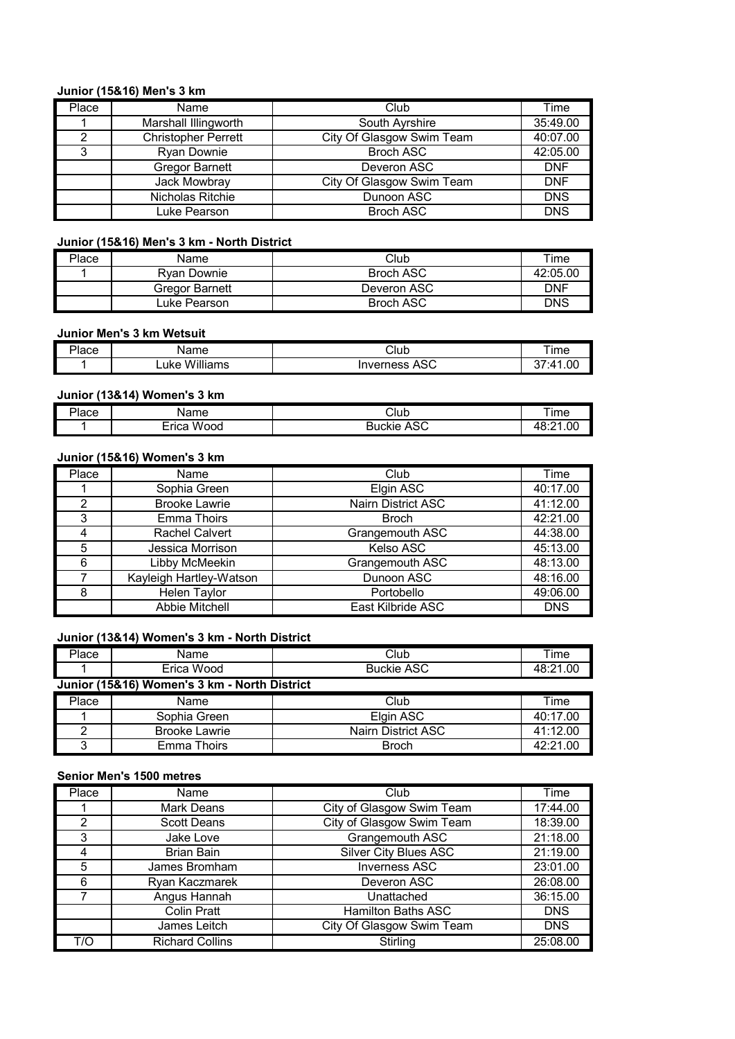**Junior (15&16) Men's 3 km**

| Place | Name | Club | Time |
|---|---|---|---|
| 1 | Marshall Illingworth | South Ayrshire | 35:49.00 |
| 2 | Christopher Perrett | City Of Glasgow Swim Team | 40:07.00 |
| 3 | Ryan Downie | Broch ASC | 42:05.00 |
| | Gregor Barnett | Deveron ASC | DNF |
| | Jack Mowbray | City Of Glasgow Swim Team | DNF |
| | Nicholas Ritchie | Dunoon ASC | DNS |
| | Luke Pearson | Broch ASC | DNS |

**Junior (15&16) Men's 3 km - North District**

| Place | Name | Club | Time |
|---|---|---|---|
| 1 | Ryan Downie | Broch ASC | 42:05.00 |
| | Gregor Barnett | Deveron ASC | DNF |
| | Luke Pearson | Broch ASC | DNS |

**Junior Men's 3 km Wetsuit**

| Place | Name | Club | Time |
|---|---|---|---|
| 1 | Luke Williams | Inverness ASC | 37:41.00 |

**Junior (13&14) Women's 3 km**

| Place | Name | Club | Time |
|---|---|---|---|
| 1 | Erica Wood | Buckie ASC | 48:21.00 |

**Junior (15&16) Women's 3 km**

| Place | Name | Club | Time |
|---|---|---|---|
| 1 | Sophia Green | Elgin ASC | 40:17.00 |
| 2 | Brooke Lawrie | Nairn District ASC | 41:12.00 |
| 3 | Emma Thoirs | Broch | 42:21.00 |
| 4 | Rachel Calvert | Grangemouth ASC | 44:38.00 |
| 5 | Jessica Morrison | Kelso ASC | 45:13.00 |
| 6 | Libby McMeekin | Grangemouth ASC | 48:13.00 |
| 7 | Kayleigh Hartley-Watson | Dunoon ASC | 48:16.00 |
| 8 | Helen Taylor | Portobello | 49:06.00 |
| | Abbie Mitchell | East Kilbride ASC | DNS |

**Junior (13&14) Women's 3 km - North District**

| Place | Name | Club | Time |
|---|---|---|---|
| 1 | Erica Wood | Buckie ASC | 48:21.00 |

**Junior (15&16) Women's 3 km - North District**

| Place | Name | Club | Time |
|---|---|---|---|
| 1 | Sophia Green | Elgin ASC | 40:17.00 |
| 2 | Brooke Lawrie | Nairn District ASC | 41:12.00 |
| 3 | Emma Thoirs | Broch | 42:21.00 |

**Senior Men's 1500 metres**

| Place | Name | Club | Time |
|---|---|---|---|
| 1 | Mark Deans | City of Glasgow Swim Team | 17:44.00 |
| 2 | Scott Deans | City of Glasgow Swim Team | 18:39.00 |
| 3 | Jake Love | Grangemouth ASC | 21:18.00 |
| 4 | Brian Bain | Silver City Blues ASC | 21:19.00 |
| 5 | James Bromham | Inverness ASC | 23:01.00 |
| 6 | Ryan Kaczmarek | Deveron ASC | 26:08.00 |
| 7 | Angus Hannah | Unattached | 36:15.00 |
| | Colin Pratt | Hamilton Baths ASC | DNS |
| | James Leitch | City Of Glasgow Swim Team | DNS |
| T/O | Richard Collins | Stirling | 25:08.00 |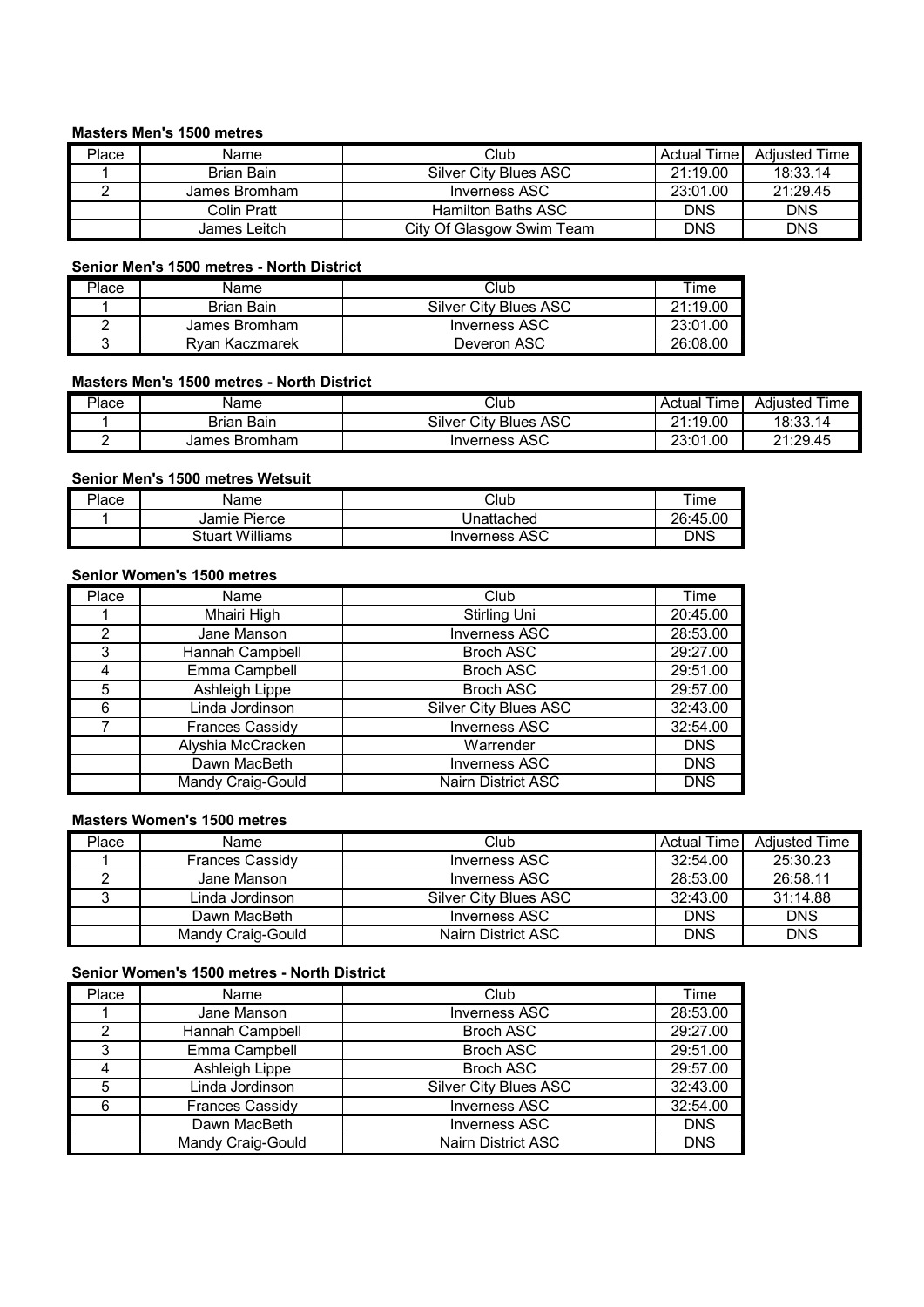**Masters Men's 1500 metres**

| Place | Name | Club | Actual Time | Adjusted Time |
|---|---|---|---|---|
| 1 | Brian Bain | Silver City Blues ASC | 21:19.00 | 18:33.14 |
| 2 | James Bromham | Inverness ASC | 23:01.00 | 21:29.45 |
| | Colin Pratt | Hamilton Baths ASC | DNS | DNS |
| | James Leitch | City Of Glasgow Swim Team | DNS | DNS |

**Senior Men's 1500 metres - North District**

| Place | Name | Club | Time |
|---|---|---|---|
| 1 | Brian Bain | Silver City Blues ASC | 21:19.00 |
| 2 | James Bromham | Inverness ASC | 23:01.00 |
| 3 | Ryan Kaczmarek | Deveron ASC | 26:08.00 |

**Masters Men's 1500 metres - North District**

| Place | Name | Club | Actual Time | Adjusted Time |
|---|---|---|---|---|
| 1 | Brian Bain | Silver City Blues ASC | 21:19.00 | 18:33.14 |
| 2 | James Bromham | Inverness ASC | 23:01.00 | 21:29.45 |

**Senior Men's 1500 metres Wetsuit**

| Place | Name | Club | Time |
|---|---|---|---|
| 1 | Jamie Pierce | Unattached | 26:45.00 |
| | Stuart Williams | Inverness ASC | DNS |

**Senior Women's 1500 metres**

| Place | Name | Club | Time |
|---|---|---|---|
| 1 | Mhairi High | Stirling Uni | 20:45.00 |
| 2 | Jane Manson | Inverness ASC | 28:53.00 |
| 3 | Hannah Campbell | Broch ASC | 29:27.00 |
| 4 | Emma Campbell | Broch ASC | 29:51.00 |
| 5 | Ashleigh Lippe | Broch ASC | 29:57.00 |
| 6 | Linda Jordinson | Silver City Blues ASC | 32:43.00 |
| 7 | Frances Cassidy | Inverness ASC | 32:54.00 |
| | Alyshia McCracken | Warrender | DNS |
| | Dawn MacBeth | Inverness ASC | DNS |
| | Mandy Craig-Gould | Nairn District ASC | DNS |

**Masters Women's 1500 metres**

| Place | Name | Club | Actual Time | Adjusted Time |
|---|---|---|---|---|
| 1 | Frances Cassidy | Inverness ASC | 32:54.00 | 25:30.23 |
| 2 | Jane Manson | Inverness ASC | 28:53.00 | 26:58.11 |
| 3 | Linda Jordinson | Silver City Blues ASC | 32:43.00 | 31:14.88 |
| | Dawn MacBeth | Inverness ASC | DNS | DNS |
| | Mandy Craig-Gould | Nairn District ASC | DNS | DNS |

**Senior Women's 1500 metres - North District**

| Place | Name | Club | Time |
|---|---|---|---|
| 1 | Jane Manson | Inverness ASC | 28:53.00 |
| 2 | Hannah Campbell | Broch ASC | 29:27.00 |
| 3 | Emma Campbell | Broch ASC | 29:51.00 |
| 4 | Ashleigh Lippe | Broch ASC | 29:57.00 |
| 5 | Linda Jordinson | Silver City Blues ASC | 32:43.00 |
| 6 | Frances Cassidy | Inverness ASC | 32:54.00 |
| | Dawn MacBeth | Inverness ASC | DNS |
| | Mandy Craig-Gould | Nairn District ASC | DNS |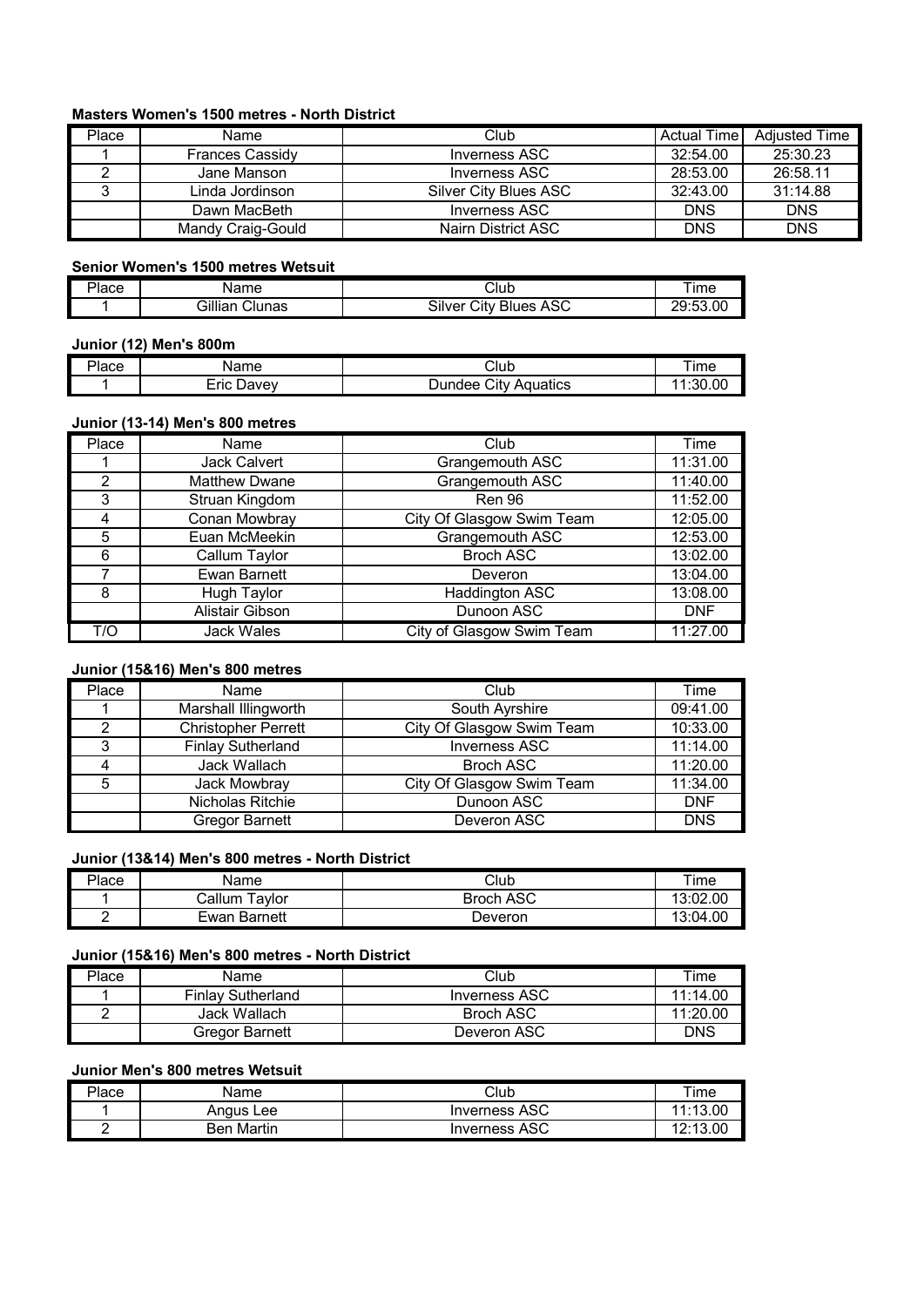**Masters Women's 1500 metres - North District**

| Place | Name | Club | Actual Time | Adjusted Time |
|---|---|---|---|---|
| 1 | Frances Cassidy | Inverness ASC | 32:54.00 | 25:30.23 |
| 2 | Jane Manson | Inverness ASC | 28:53.00 | 26:58.11 |
| 3 | Linda Jordinson | Silver City Blues ASC | 32:43.00 | 31:14.88 |
| | Dawn MacBeth | Inverness ASC | DNS | DNS |
| | Mandy Craig-Gould | Nairn District ASC | DNS | DNS |

**Senior Women's 1500 metres Wetsuit**

| Place | Name | Club | Time |
|---|---|---|---|
| 1 | Gillian Clunas | Silver City Blues ASC | 29:53.00 |

**Junior (12) Men's 800m**

| Place | Name | Club | Time |
|---|---|---|---|
| 1 | Eric Davey | Dundee City Aquatics | 11:30.00 |

**Junior (13-14) Men's 800 metres**

| Place | Name | Club | Time |
|---|---|---|---|
| 1 | Jack Calvert | Grangemouth ASC | 11:31.00 |
| 2 | Matthew Dwane | Grangemouth ASC | 11:40.00 |
| 3 | Struan Kingdom | Ren 96 | 11:52.00 |
| 4 | Conan Mowbray | City Of Glasgow Swim Team | 12:05.00 |
| 5 | Euan McMeekin | Grangemouth ASC | 12:53.00 |
| 6 | Callum Taylor | Broch ASC | 13:02.00 |
| 7 | Ewan Barnett | Deveron | 13:04.00 |
| 8 | Hugh Taylor | Haddington ASC | 13:08.00 |
| | Alistair Gibson | Dunoon ASC | DNF |
| T/O | Jack Wales | City of Glasgow Swim Team | 11:27.00 |

**Junior (15&16) Men's 800 metres**

| Place | Name | Club | Time |
|---|---|---|---|
| 1 | Marshall Illingworth | South Ayrshire | 09:41.00 |
| 2 | Christopher Perrett | City Of Glasgow Swim Team | 10:33.00 |
| 3 | Finlay Sutherland | Inverness ASC | 11:14.00 |
| 4 | Jack Wallach | Broch ASC | 11:20.00 |
| 5 | Jack Mowbray | City Of Glasgow Swim Team | 11:34.00 |
| | Nicholas Ritchie | Dunoon ASC | DNF |
| | Gregor Barnett | Deveron ASC | DNS |

**Junior (13&14) Men's 800 metres - North District**

| Place | Name | Club | Time |
|---|---|---|---|
| 1 | Callum Taylor | Broch ASC | 13:02.00 |
| 2 | Ewan Barnett | Deveron | 13:04.00 |

**Junior (15&16) Men's 800 metres - North District**

| Place | Name | Club | Time |
|---|---|---|---|
| 1 | Finlay Sutherland | Inverness ASC | 11:14.00 |
| 2 | Jack Wallach | Broch ASC | 11:20.00 |
| | Gregor Barnett | Deveron ASC | DNS |

**Junior Men's 800 metres Wetsuit**

| Place | Name | Club | Time |
|---|---|---|---|
| 1 | Angus Lee | Inverness ASC | 11:13.00 |
| 2 | Ben Martin | Inverness ASC | 12:13.00 |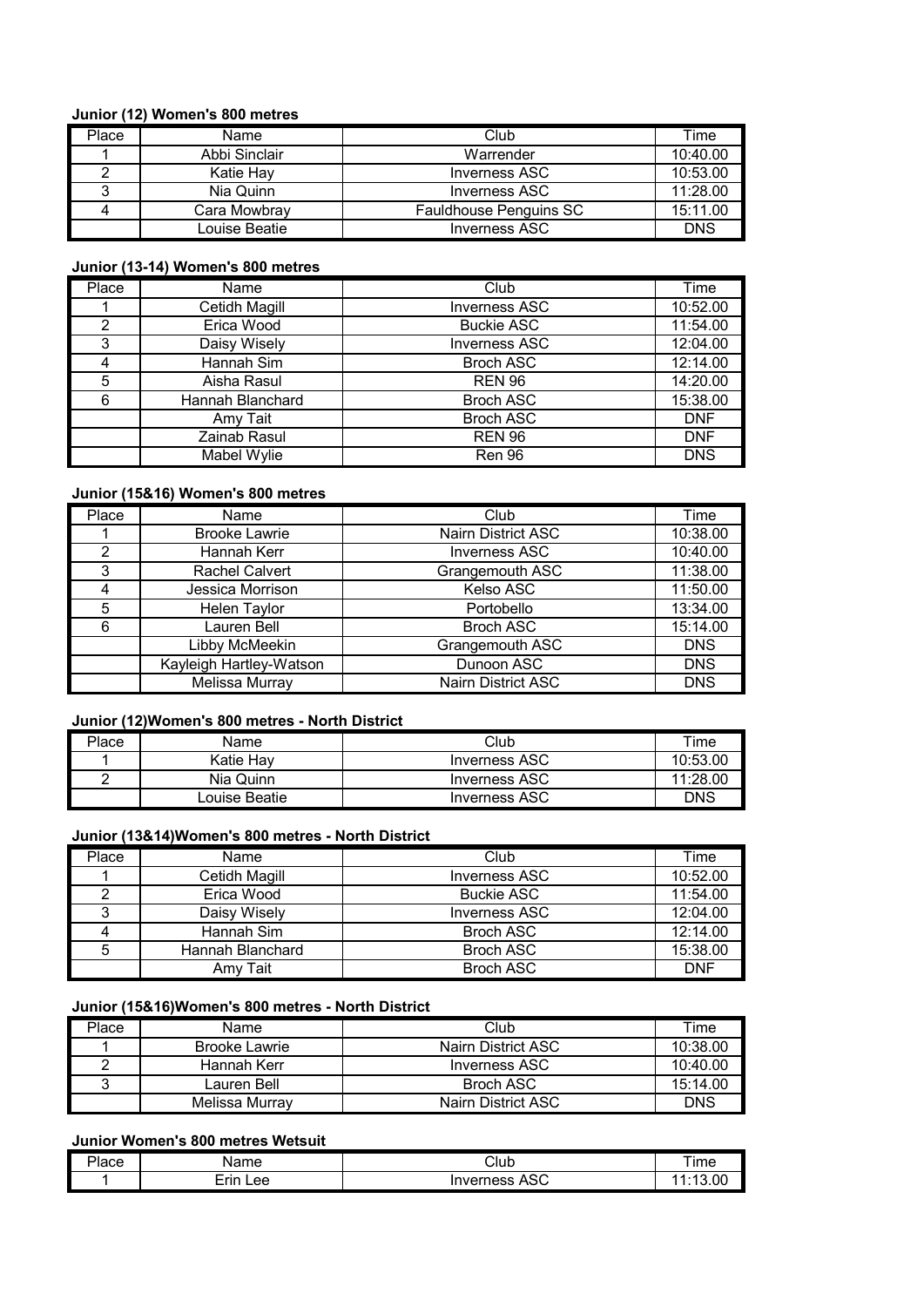**Junior (12) Women's 800 metres**

| Place | Name | Club | Time |
|---|---|---|---|
| 1 | Abbi Sinclair | Warrender | 10:40.00 |
| 2 | Katie Hay | Inverness ASC | 10:53.00 |
| 3 | Nia Quinn | Inverness ASC | 11:28.00 |
| 4 | Cara Mowbray | Fauldhouse Penguins SC | 15:11.00 |
| | Louise Beatie | Inverness ASC | DNS |

**Junior (13-14) Women's 800 metres**

| Place | Name | Club | Time |
|---|---|---|---|
| 1 | Cetidh Magill | Inverness ASC | 10:52.00 |
| 2 | Erica Wood | Buckie ASC | 11:54.00 |
| 3 | Daisy Wisely | Inverness ASC | 12:04.00 |
| 4 | Hannah Sim | Broch ASC | 12:14.00 |
| 5 | Aisha Rasul | REN 96 | 14:20.00 |
| 6 | Hannah Blanchard | Broch ASC | 15:38.00 |
| | Amy Tait | Broch ASC | DNF |
| | Zainab Rasul | REN 96 | DNF |
| | Mabel Wylie | Ren 96 | DNS |

**Junior (15&16) Women's 800 metres**

| Place | Name | Club | Time |
|---|---|---|---|
| 1 | Brooke Lawrie | Nairn District ASC | 10:38.00 |
| 2 | Hannah Kerr | Inverness ASC | 10:40.00 |
| 3 | Rachel Calvert | Grangemouth ASC | 11:38.00 |
| 4 | Jessica Morrison | Kelso ASC | 11:50.00 |
| 5 | Helen Taylor | Portobello | 13:34.00 |
| 6 | Lauren Bell | Broch ASC | 15:14.00 |
| | Libby McMeekin | Grangemouth ASC | DNS |
| | Kayleigh Hartley-Watson | Dunoon ASC | DNS |
| | Melissa Murray | Nairn District ASC | DNS |

**Junior (12)Women's 800 metres - North District**

| Place | Name | Club | Time |
|---|---|---|---|
| 1 | Katie Hay | Inverness ASC | 10:53.00 |
| 2 | Nia Quinn | Inverness ASC | 11:28.00 |
| | Louise Beatie | Inverness ASC | DNS |

**Junior (13&14)Women's 800 metres - North District**

| Place | Name | Club | Time |
|---|---|---|---|
| 1 | Cetidh Magill | Inverness ASC | 10:52.00 |
| 2 | Erica Wood | Buckie ASC | 11:54.00 |
| 3 | Daisy Wisely | Inverness ASC | 12:04.00 |
| 4 | Hannah Sim | Broch ASC | 12:14.00 |
| 5 | Hannah Blanchard | Broch ASC | 15:38.00 |
| | Amy Tait | Broch ASC | DNF |

**Junior (15&16)Women's 800 metres - North District**

| Place | Name | Club | Time |
|---|---|---|---|
| 1 | Brooke Lawrie | Nairn District ASC | 10:38.00 |
| 2 | Hannah Kerr | Inverness ASC | 10:40.00 |
| 3 | Lauren Bell | Broch ASC | 15:14.00 |
| | Melissa Murray | Nairn District ASC | DNS |

**Junior Women's 800 metres Wetsuit**

| Place | Name | Club | Time |
|---|---|---|---|
| 1 | Erin Lee | Inverness ASC | 11:13.00 |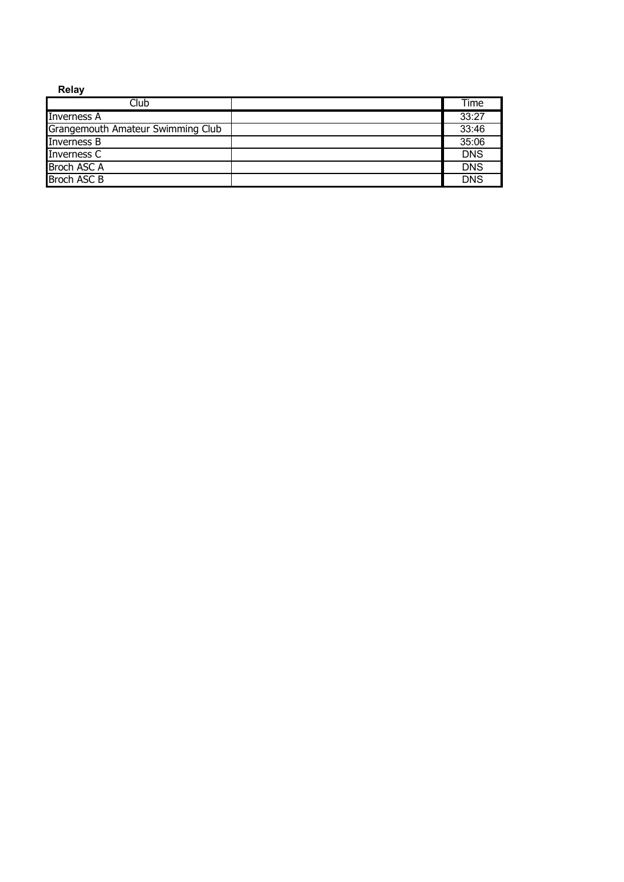**Relay**

| Club | | Time |
|---|---|---|
| Inverness A | | 33:27 |
| Grangemouth Amateur Swimming Club | | 33:46 |
| Inverness B | | 35:06 |
| Inverness C | | DNS |
| Broch ASC A | | DNS |
| Broch ASC B | | DNS |